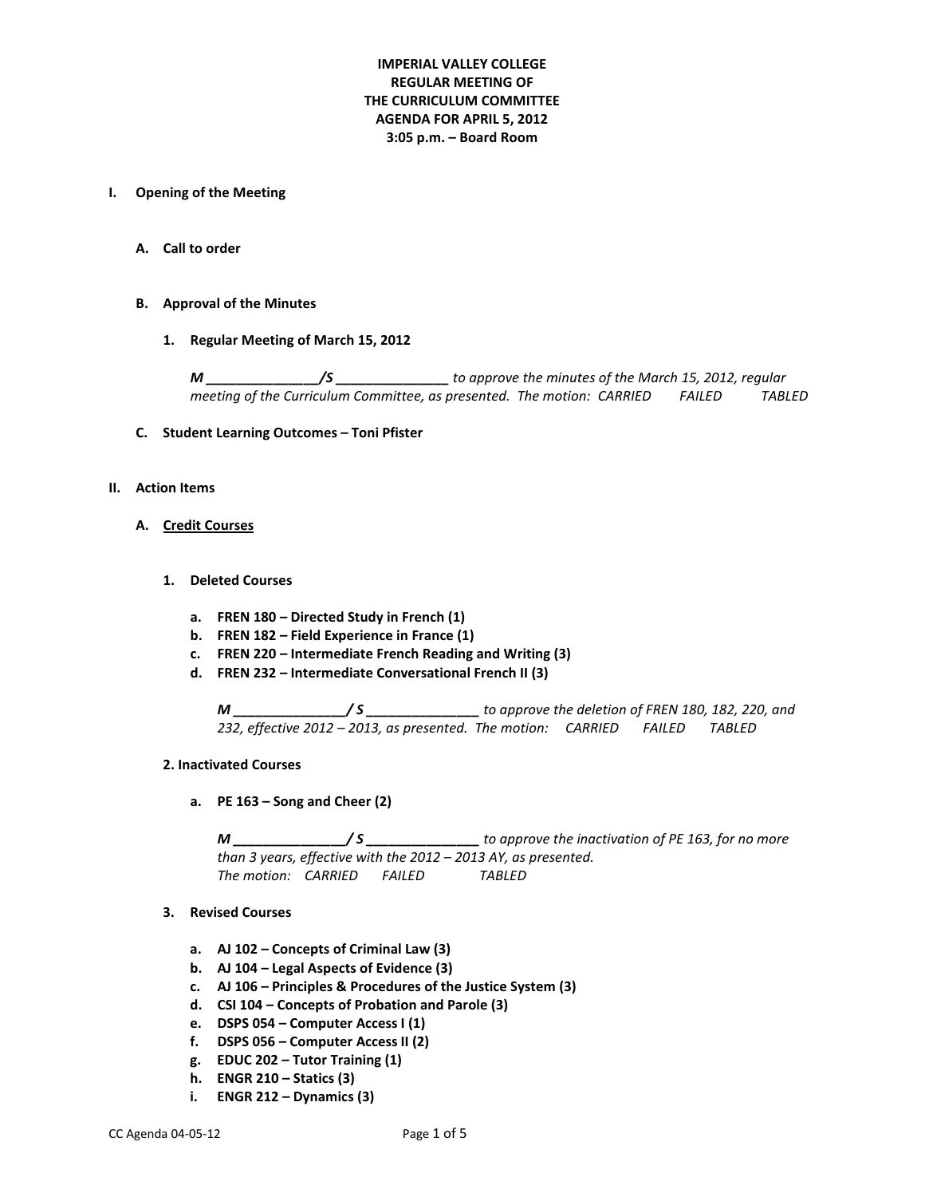**IMPERIAL VALLEY COLLEGE**
**REGULAR MEETING OF**
**THE CURRICULUM COMMITTEE**
**AGENDA FOR APRIL 5, 2012**
**3:05 p.m. – Board Room**

**I. Opening of the Meeting**

**A. Call to order**

**B. Approval of the Minutes**

**1. Regular Meeting of March 15, 2012**

***M _______________/S _______________*** *to approve the minutes of the March 15, 2012, regular meeting of the Curriculum Committee, as presented. The motion: CARRIED FAILED TABLED*

**C. Student Learning Outcomes – Toni Pfister**

**II. Action Items**

**A. Credit Courses**

**1. Deleted Courses**

a. **FREN 180 – Directed Study in French (1)**
b. **FREN 182 – Field Experience in France (1)**
c. **FREN 220 – Intermediate French Reading and Writing (3)**
d. **FREN 232 – Intermediate Conversational French II (3)**

***M _______________/ S _______________*** *to approve the deletion of FREN 180, 182, 220, and 232, effective 2012 – 2013, as presented. The motion: CARRIED FAILED TABLED*

**2. Inactivated Courses**

a. **PE 163 – Song and Cheer (2)**

***M _______________/ S _______________*** *to approve the inactivation of PE 163, for no more than 3 years, effective with the 2012 – 2013 AY, as presented.*
*The motion: CARRIED FAILED TABLED*

**3. Revised Courses**

a. **AJ 102 – Concepts of Criminal Law (3)**
b. **AJ 104 – Legal Aspects of Evidence (3)**
c. **AJ 106 – Principles & Procedures of the Justice System (3)**
d. **CSI 104 – Concepts of Probation and Parole (3)**
e. **DSPS 054 – Computer Access I (1)**
f. **DSPS 056 – Computer Access II (2)**
g. **EDUC 202 – Tutor Training (1)**
h. **ENGR 210 – Statics (3)**
i. **ENGR 212 – Dynamics (3)**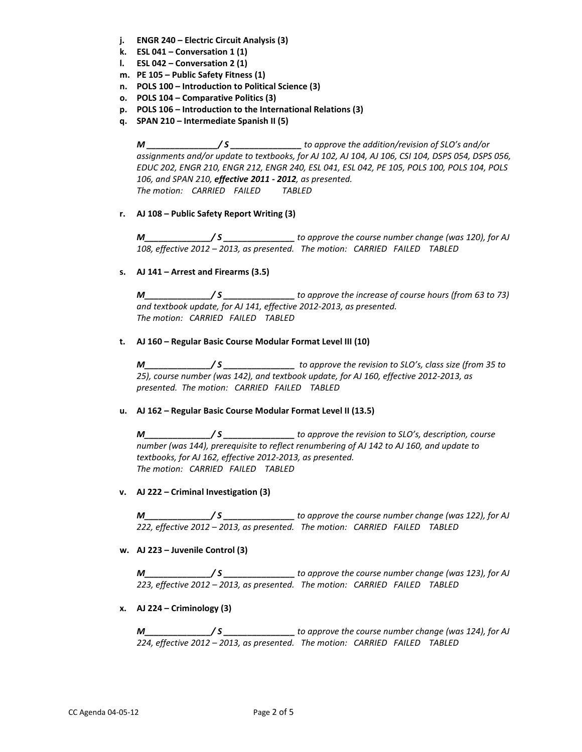j. **ENGR 240 – Electric Circuit Analysis (3)**
k. **ESL 041 – Conversation 1 (1)**
l. **ESL 042 – Conversation 2 (1)**
m. **PE 105 – Public Safety Fitness (1)**
n. **POLS 100 – Introduction to Political Science (3)**
o. **POLS 104 – Comparative Politics (3)**
p. **POLS 106 – Introduction to the International Relations (3)**
q. **SPAN 210 – Intermediate Spanish II (5)**

*M _______________/ S _______________ to approve the addition/revision of SLO's and/or assignments and/or update to textbooks, for AJ 102, AJ 104, AJ 106, CSI 104, DSPS 054, DSPS 056, EDUC 202, ENGR 210, ENGR 212, ENGR 240, ESL 041, ESL 042, PE 105, POLS 100, POLS 104, POLS 106, and SPAN 210, **effective 2011 - 2012**, as presented.*
*The motion: CARRIED FAILED TABLED*

r. **AJ 108 – Public Safety Report Writing (3)**

*M______________/ S _______________ to approve the course number change (was 120), for AJ 108, effective 2012 – 2013, as presented. The motion: CARRIED FAILED TABLED*

s. **AJ 141 – Arrest and Firearms (3.5)**

*M______________/ S _______________ to approve the increase of course hours (from 63 to 73) and textbook update, for AJ 141, effective 2012-2013, as presented.*
*The motion: CARRIED FAILED TABLED*

t. **AJ 160 – Regular Basic Course Modular Format Level III (10)**

*M______________/ S _______________ to approve the revision to SLO's, class size (from 35 to 25), course number (was 142), and textbook update, for AJ 160, effective 2012-2013, as presented. The motion: CARRIED FAILED TABLED*

u. **AJ 162 – Regular Basic Course Modular Format Level II (13.5)**

*M______________/ S _______________ to approve the revision to SLO's, description, course number (was 144), prerequisite to reflect renumbering of AJ 142 to AJ 160, and update to textbooks, for AJ 162, effective 2012-2013, as presented.*
*The motion: CARRIED FAILED TABLED*

v. **AJ 222 – Criminal Investigation (3)**

*M______________/ S _______________ to approve the course number change (was 122), for AJ 222, effective 2012 – 2013, as presented. The motion: CARRIED FAILED TABLED*

w. **AJ 223 – Juvenile Control (3)**

*M______________/ S _______________ to approve the course number change (was 123), for AJ 223, effective 2012 – 2013, as presented. The motion: CARRIED FAILED TABLED*

x. **AJ 224 – Criminology (3)**

*M______________/ S _______________ to approve the course number change (was 124), for AJ 224, effective 2012 – 2013, as presented. The motion: CARRIED FAILED TABLED*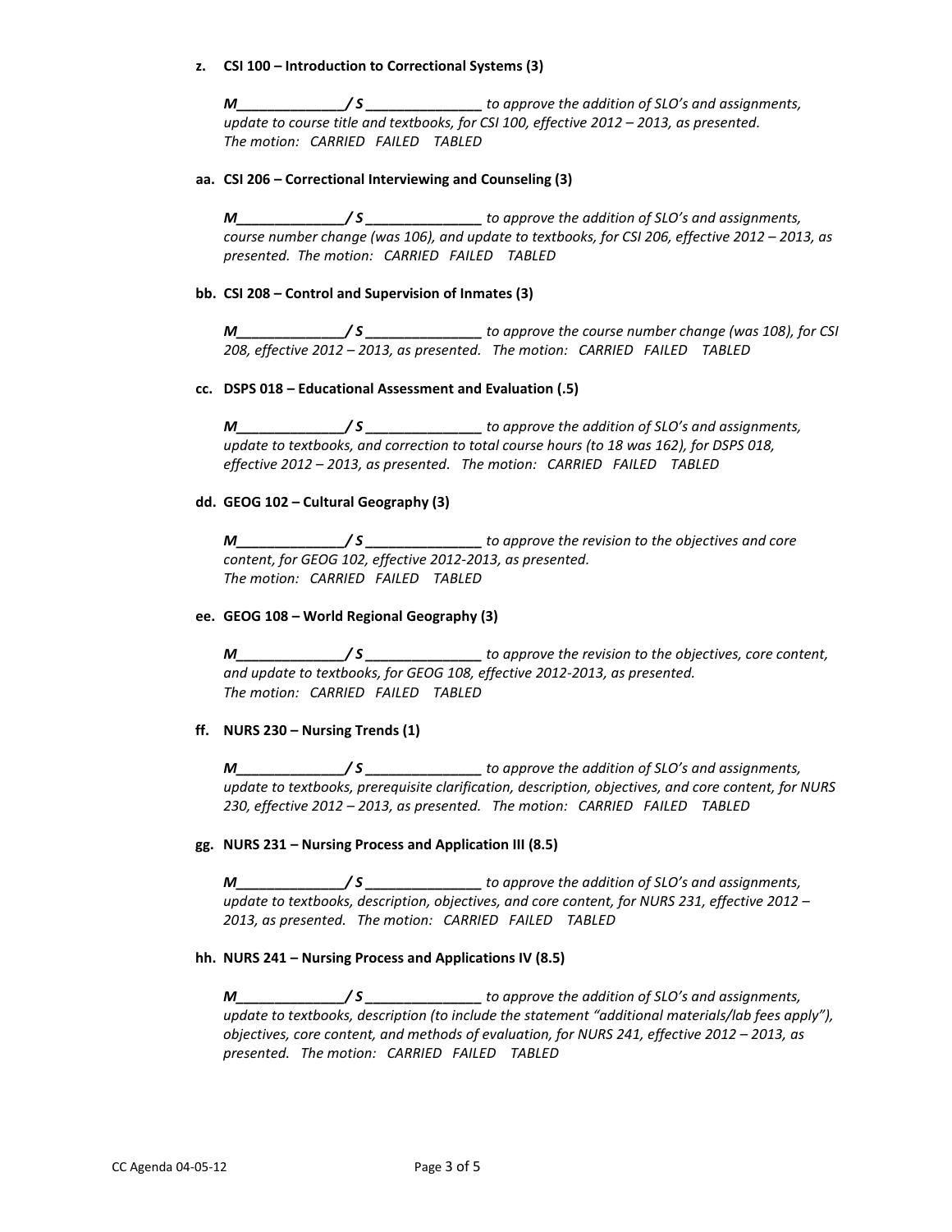**z. CSI 100 – Introduction to Correctional Systems (3)**

***M______________/ S _______________*** *to approve the addition of SLO's and assignments, update to course title and textbooks, for CSI 100, effective 2012 – 2013, as presented. The motion: CARRIED FAILED TABLED*

**aa. CSI 206 – Correctional Interviewing and Counseling (3)**

***M______________/ S _______________*** *to approve the addition of SLO's and assignments, course number change (was 106), and update to textbooks, for CSI 206, effective 2012 – 2013, as presented. The motion: CARRIED FAILED TABLED*

**bb. CSI 208 – Control and Supervision of Inmates (3)**

***M______________/ S _______________*** *to approve the course number change (was 108), for CSI 208, effective 2012 – 2013, as presented. The motion: CARRIED FAILED TABLED*

**cc. DSPS 018 – Educational Assessment and Evaluation (.5)**

***M______________/ S _______________*** *to approve the addition of SLO's and assignments, update to textbooks, and correction to total course hours (to 18 was 162), for DSPS 018, effective 2012 – 2013, as presented. The motion: CARRIED FAILED TABLED*

**dd. GEOG 102 – Cultural Geography (3)**

***M______________/ S _______________*** *to approve the revision to the objectives and core content, for GEOG 102, effective 2012-2013, as presented. The motion: CARRIED FAILED TABLED*

**ee. GEOG 108 – World Regional Geography (3)**

***M______________/ S _______________*** *to approve the revision to the objectives, core content, and update to textbooks, for GEOG 108, effective 2012-2013, as presented. The motion: CARRIED FAILED TABLED*

**ff. NURS 230 – Nursing Trends (1)**

***M______________/ S _______________*** *to approve the addition of SLO's and assignments, update to textbooks, prerequisite clarification, description, objectives, and core content, for NURS 230, effective 2012 – 2013, as presented. The motion: CARRIED FAILED TABLED*

**gg. NURS 231 – Nursing Process and Application III (8.5)**

***M______________/ S _______________*** *to approve the addition of SLO's and assignments, update to textbooks, description, objectives, and core content, for NURS 231, effective 2012 – 2013, as presented. The motion: CARRIED FAILED TABLED*

**hh. NURS 241 – Nursing Process and Applications IV (8.5)**

***M______________/ S _______________*** *to approve the addition of SLO's and assignments, update to textbooks, description (to include the statement "additional materials/lab fees apply"), objectives, core content, and methods of evaluation, for NURS 241, effective 2012 – 2013, as presented. The motion: CARRIED FAILED TABLED*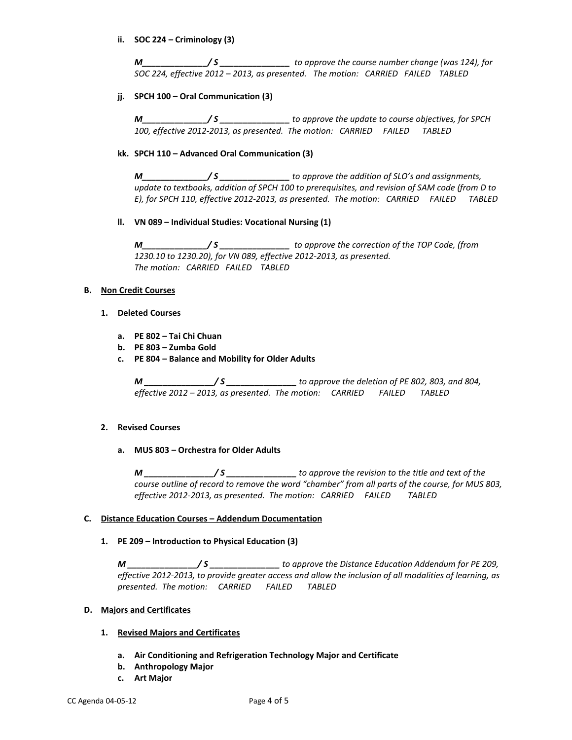**ii. SOC 224 – Criminology (3)**

***M______________/ S _______________*** *to approve the course number change (was 124), for SOC 224, effective 2012 – 2013, as presented. The motion: CARRIED FAILED TABLED*

**jj. SPCH 100 – Oral Communication (3)**

***M______________/ S _______________*** *to approve the update to course objectives, for SPCH 100, effective 2012-2013, as presented. The motion: CARRIED FAILED TABLED*

**kk. SPCH 110 – Advanced Oral Communication (3)**

***M______________/ S _______________*** *to approve the addition of SLO's and assignments, update to textbooks, addition of SPCH 100 to prerequisites, and revision of SAM code (from D to E), for SPCH 110, effective 2012-2013, as presented. The motion: CARRIED FAILED TABLED*

**ll. VN 089 – Individual Studies: Vocational Nursing (1)**

***M______________/ S _______________*** *to approve the correction of the TOP Code, (from 1230.10 to 1230.20), for VN 089, effective 2012-2013, as presented. The motion: CARRIED FAILED TABLED*

**B. <u>Non Credit Courses</u>**

**1. Deleted Courses**

**a. PE 802 – Tai Chi Chuan**
**b. PE 803 – Zumba Gold**
**c. PE 804 – Balance and Mobility for Older Adults**

***M _______________/ S _______________*** *to approve the deletion of PE 802, 803, and 804, effective 2012 – 2013, as presented. The motion: CARRIED FAILED TABLED*

**2. Revised Courses**

**a. MUS 803 – Orchestra for Older Adults**

***M _______________/ S _______________*** *to approve the revision to the title and text of the course outline of record to remove the word "chamber" from all parts of the course, for MUS 803, effective 2012-2013, as presented. The motion: CARRIED FAILED TABLED*

**C. <u>Distance Education Courses – Addendum Documentation</u>**

**1. PE 209 – Introduction to Physical Education (3)**

***M _______________/ S _______________*** *to approve the Distance Education Addendum for PE 209, effective 2012-2013, to provide greater access and allow the inclusion of all modalities of learning, as presented. The motion: CARRIED FAILED TABLED*

**D. <u>Majors and Certificates</u>**

**1. <u>Revised Majors and Certificates</u>**

**a. Air Conditioning and Refrigeration Technology Major and Certificate**
**b. Anthropology Major**
**c. Art Major**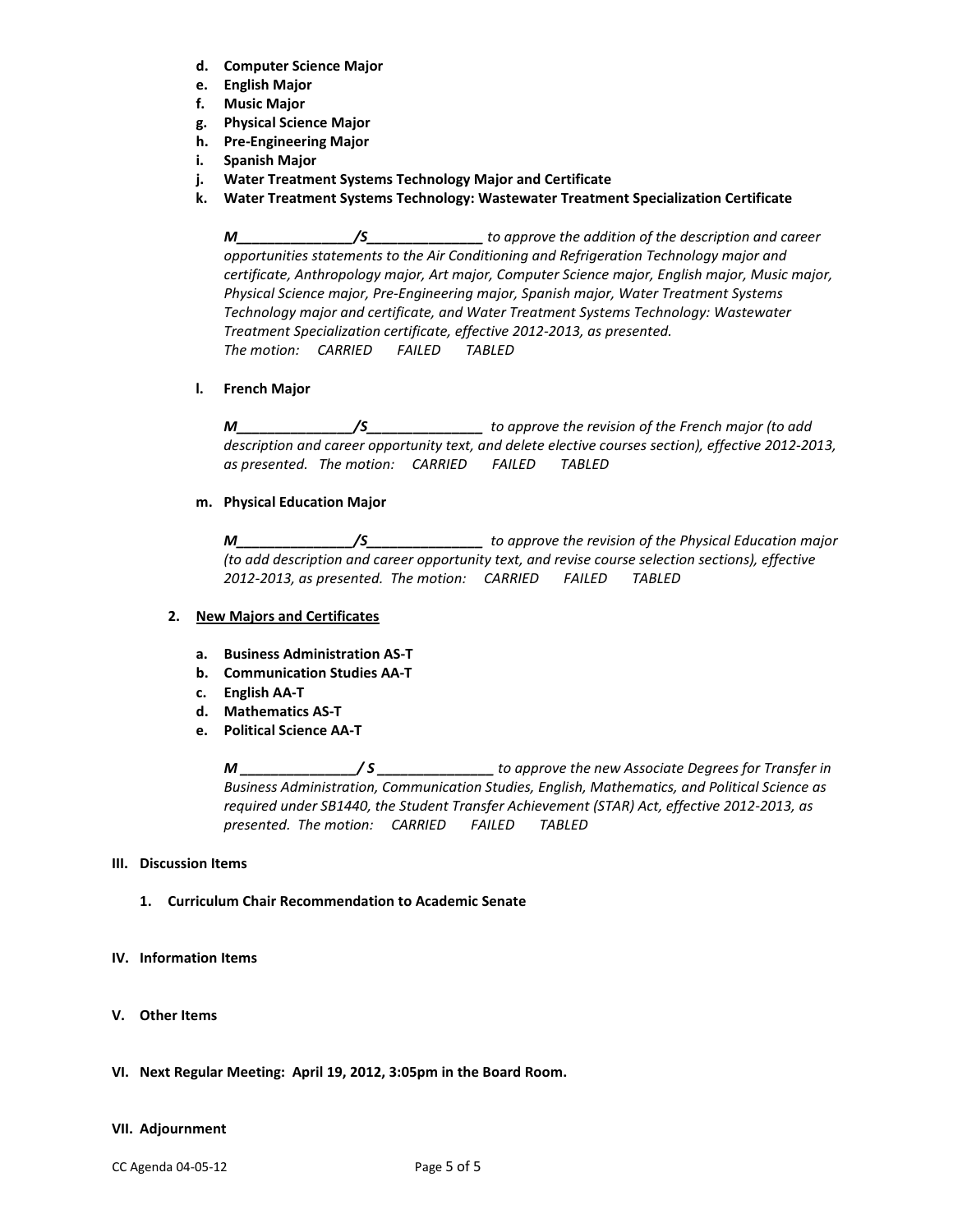d. **Computer Science Major**
e. **English Major**
f. **Music Major**
g. **Physical Science Major**
h. **Pre-Engineering Major**
i. **Spanish Major**
j. **Water Treatment Systems Technology Major and Certificate**
k. **Water Treatment Systems Technology: Wastewater Treatment Specialization Certificate**

***M_______________/S_______________*** *to approve the addition of the description and career opportunities statements to the Air Conditioning and Refrigeration Technology major and certificate, Anthropology major, Art major, Computer Science major, English major, Music major, Physical Science major, Pre-Engineering major, Spanish major, Water Treatment Systems Technology major and certificate, and Water Treatment Systems Technology: Wastewater Treatment Specialization certificate, effective 2012-2013, as presented.*
*The motion: CARRIED FAILED TABLED*

l. **French Major**

***M_______________/S_______________*** *to approve the revision of the French major (to add description and career opportunity text, and delete elective courses section), effective 2012-2013, as presented. The motion: CARRIED FAILED TABLED*

m. **Physical Education Major**

***M_______________/S_______________*** *to approve the revision of the Physical Education major (to add description and career opportunity text, and revise course selection sections), effective 2012-2013, as presented. The motion: CARRIED FAILED TABLED*

2. **New Majors and Certificates**

a. **Business Administration AS-T**
b. **Communication Studies AA-T**
c. **English AA-T**
d. **Mathematics AS-T**
e. **Political Science AA-T**

***M _______________/ S _______________*** *to approve the new Associate Degrees for Transfer in Business Administration, Communication Studies, English, Mathematics, and Political Science as required under SB1440, the Student Transfer Achievement (STAR) Act, effective 2012-2013, as presented. The motion: CARRIED FAILED TABLED*

## III. Discussion Items

1. **Curriculum Chair Recommendation to Academic Senate**

## IV. Information Items

## V. Other Items

## VI. Next Regular Meeting: April 19, 2012, 3:05pm in the Board Room.

## VII. Adjournment

CC Agenda 04-05-12